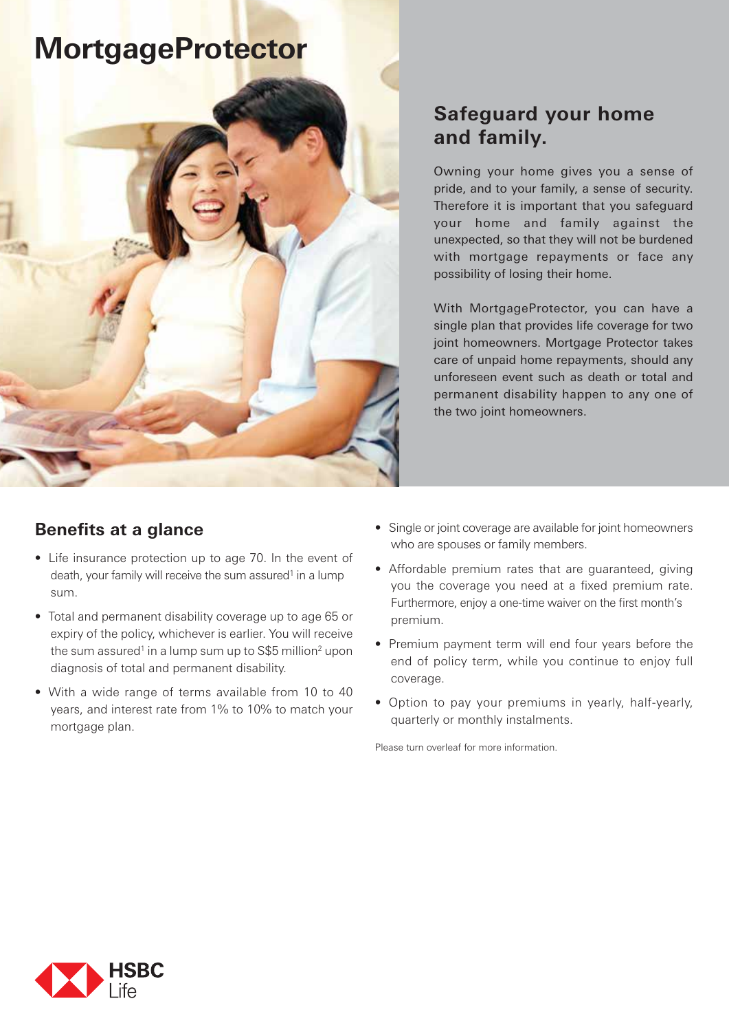# MortgageProtector

## Safeguard your home and family.

Owning your home gives you a sense of pride, and to your family, a sense of security. Therefore it is important that you safeguard your home and family against the unexpected, so that they will not be burdened with mortgage repayments or face any possibility of losing their home.

With MortgageProtector, you can have a single plan that provides life coverage for two joint homeowners. Mortgage Protector takes care of unpaid home repayments, should any unforeseen event such as death or total and permanent disability happen to any one of the two joint homeowners.

## Benefits at a glance

- Life insurance protection up to age 70. In the event of death, your family will receive the sum assured[1] in a lump sum.
- Total and permanent disability coverage up to age 65 or expiry of the policy, whichever is earlier. You will receive the sum assured[1] in a lump sum up to S$5 million[2] upon diagnosis of total and permanent disability.
- With a wide range of terms available from 10 to 40 years, and interest rate from 1% to 10% to match your mortgage plan.
- Single or joint coverage are available for joint homeowners who are spouses or family members.
- Affordable premium rates that are guaranteed, giving you the coverage you need at a fixed premium rate. Furthermore, enjoy a one-time waiver on the first month's premium.
- Premium payment term will end four years before the end of policy term, while you continue to enjoy full coverage.
- Option to pay your premiums in yearly, half-yearly, quarterly or monthly instalments.

Please turn overleaf for more information.

HSBC Life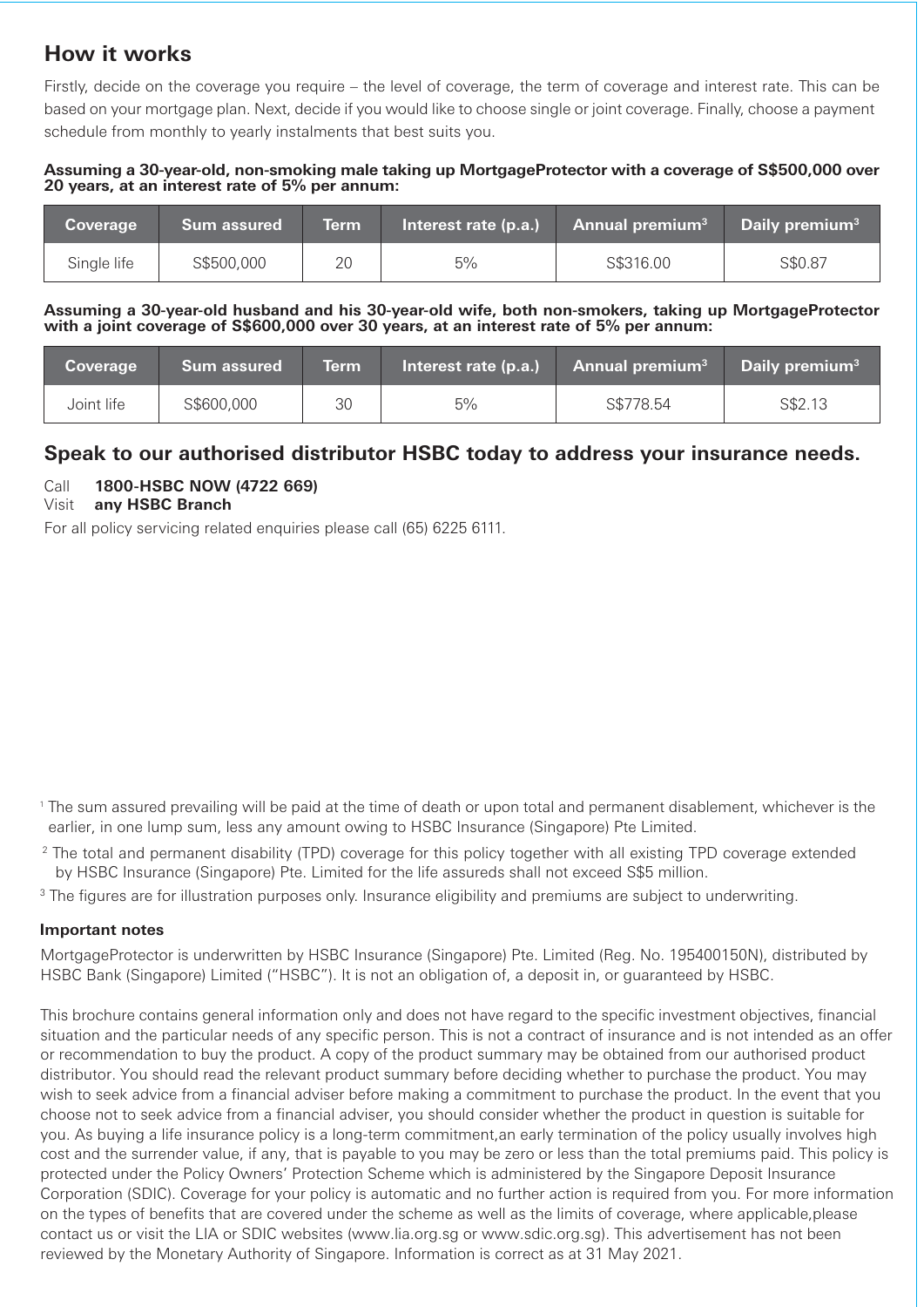## How it works

Firstly, decide on the coverage you require – the level of coverage, the term of coverage and interest rate. This can be based on your mortgage plan. Next, decide if you would like to choose single or joint coverage. Finally, choose a payment schedule from monthly to yearly instalments that best suits you.

**Assuming a 30-year-old, non-smoking male taking up MortgageProtector with a coverage of S$500,000 over 20 years, at an interest rate of 5% per annum:**

| Coverage | Sum assured | Term | Interest rate (p.a.) | Annual premium[3] | Daily premium[3] |
|---|---|---|---|---|---|
| Single life | S$500,000 | 20 | 5% | S$316.00 | S$0.87 |

**Assuming a 30-year-old husband and his 30-year-old wife, both non-smokers, taking up MortgageProtector with a joint coverage of S$600,000 over 30 years, at an interest rate of 5% per annum:**

| Coverage | Sum assured | Term | Interest rate (p.a.) | Annual premium[3] | Daily premium[3] |
|---|---|---|---|---|---|
| Joint life | S$600,000 | 30 | 5% | S$778.54 | S$2.13 |

## Speak to our authorised distributor HSBC today to address your insurance needs.

Call **1800-HSBC NOW (4722 669)**
Visit **any HSBC Branch**

For all policy servicing related enquiries please call (65) 6225 6111.

[1] The sum assured prevailing will be paid at the time of death or upon total and permanent disablement, whichever is the earlier, in one lump sum, less any amount owing to HSBC Insurance (Singapore) Pte Limited.

[2] The total and permanent disability (TPD) coverage for this policy together with all existing TPD coverage extended by HSBC Insurance (Singapore) Pte. Limited for the life assureds shall not exceed S$5 million.

[3] The figures are for illustration purposes only. Insurance eligibility and premiums are subject to underwriting.

**Important notes**

MortgageProtector is underwritten by HSBC Insurance (Singapore) Pte. Limited (Reg. No. 195400150N), distributed by HSBC Bank (Singapore) Limited ("HSBC"). It is not an obligation of, a deposit in, or guaranteed by HSBC.

This brochure contains general information only and does not have regard to the specific investment objectives, financial situation and the particular needs of any specific person. This is not a contract of insurance and is not intended as an offer or recommendation to buy the product. A copy of the product summary may be obtained from our authorised product distributor. You should read the relevant product summary before deciding whether to purchase the product. You may wish to seek advice from a financial adviser before making a commitment to purchase the product. In the event that you choose not to seek advice from a financial adviser, you should consider whether the product in question is suitable for you. As buying a life insurance policy is a long-term commitment,an early termination of the policy usually involves high cost and the surrender value, if any, that is payable to you may be zero or less than the total premiums paid. This policy is protected under the Policy Owners' Protection Scheme which is administered by the Singapore Deposit Insurance Corporation (SDIC). Coverage for your policy is automatic and no further action is required from you. For more information on the types of benefits that are covered under the scheme as well as the limits of coverage, where applicable,please contact us or visit the LIA or SDIC websites (www.lia.org.sg or www.sdic.org.sg). This advertisement has not been reviewed by the Monetary Authority of Singapore. Information is correct as at 31 May 2021.